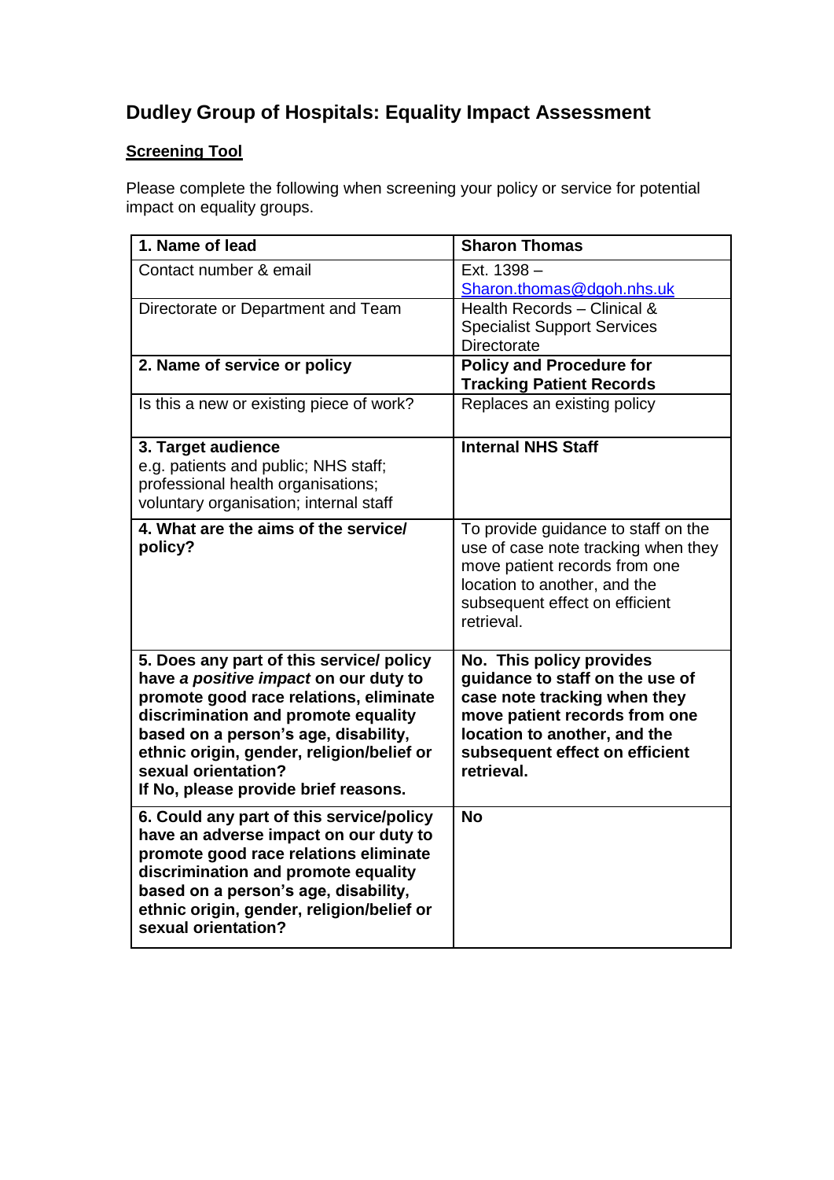# Dudley Group of Hospitals: Equality Impact Assessment

**Screening Tool**

Please complete the following when screening your policy or service for potential impact on equality groups.

| **1. Name of lead** | **Sharon Thomas** |
|---|---|
| Contact number & email | Ext. 1398 – Sharon.thomas@dgoh.nhs.uk |
| Directorate or Department and Team | Health Records – Clinical & Specialist Support Services Directorate |
| **2. Name of service or policy** | **Policy and Procedure for Tracking Patient Records** |
| Is this a new or existing piece of work? | Replaces an existing policy |
| **3. Target audience** e.g. patients and public; NHS staff; professional health organisations; voluntary organisation; internal staff | **Internal NHS Staff** |
| **4. What are the aims of the service/ policy?** | To provide guidance to staff on the use of case note tracking when they move patient records from one location to another, and the subsequent effect on efficient retrieval. |
| **5. Does any part of this service/ policy have *a positive impact* on our duty to promote good race relations, eliminate discrimination and promote equality based on a person's age, disability, ethnic origin, gender, religion/belief or sexual orientation? If No, please provide brief reasons.** | **No. This policy provides guidance to staff on the use of case note tracking when they move patient records from one location to another, and the subsequent effect on efficient retrieval.** |
| **6. Could any part of this service/policy have an adverse impact on our duty to promote good race relations eliminate discrimination and promote equality based on a person's age, disability, ethnic origin, gender, religion/belief or sexual orientation?** | **No** |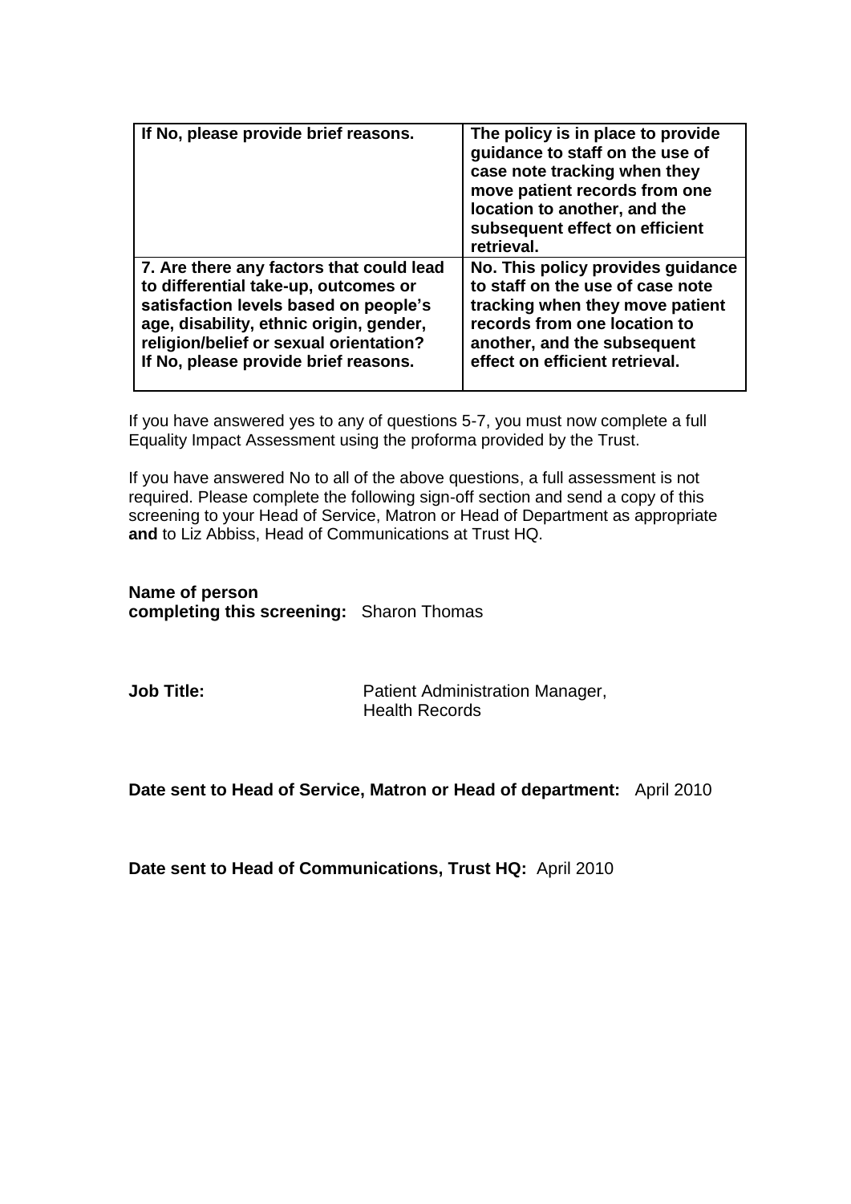| | |
|---|---|
| **If No, please provide brief reasons.** | **The policy is in place to provide guidance to staff on the use of case note tracking when they move patient records from one location to another, and the subsequent effect on efficient retrieval.** |
| **7. Are there any factors that could lead to differential take-up, outcomes or satisfaction levels based on people's age, disability, ethnic origin, gender, religion/belief or sexual orientation? If No, please provide brief reasons.** | **No. This policy provides guidance to staff on the use of case note tracking when they move patient records from one location to another, and the subsequent effect on efficient retrieval.** |

If you have answered yes to any of questions 5-7, you must now complete a full Equality Impact Assessment using the proforma provided by the Trust.

If you have answered No to all of the above questions, a full assessment is not required. Please complete the following sign-off section and send a copy of this screening to your Head of Service, Matron or Head of Department as appropriate **and** to Liz Abbiss, Head of Communications at Trust HQ.

**Name of person completing this screening:** Sharon Thomas

**Job Title:** Patient Administration Manager, Health Records

**Date sent to Head of Service, Matron or Head of department:** April 2010

**Date sent to Head of Communications, Trust HQ:** April 2010